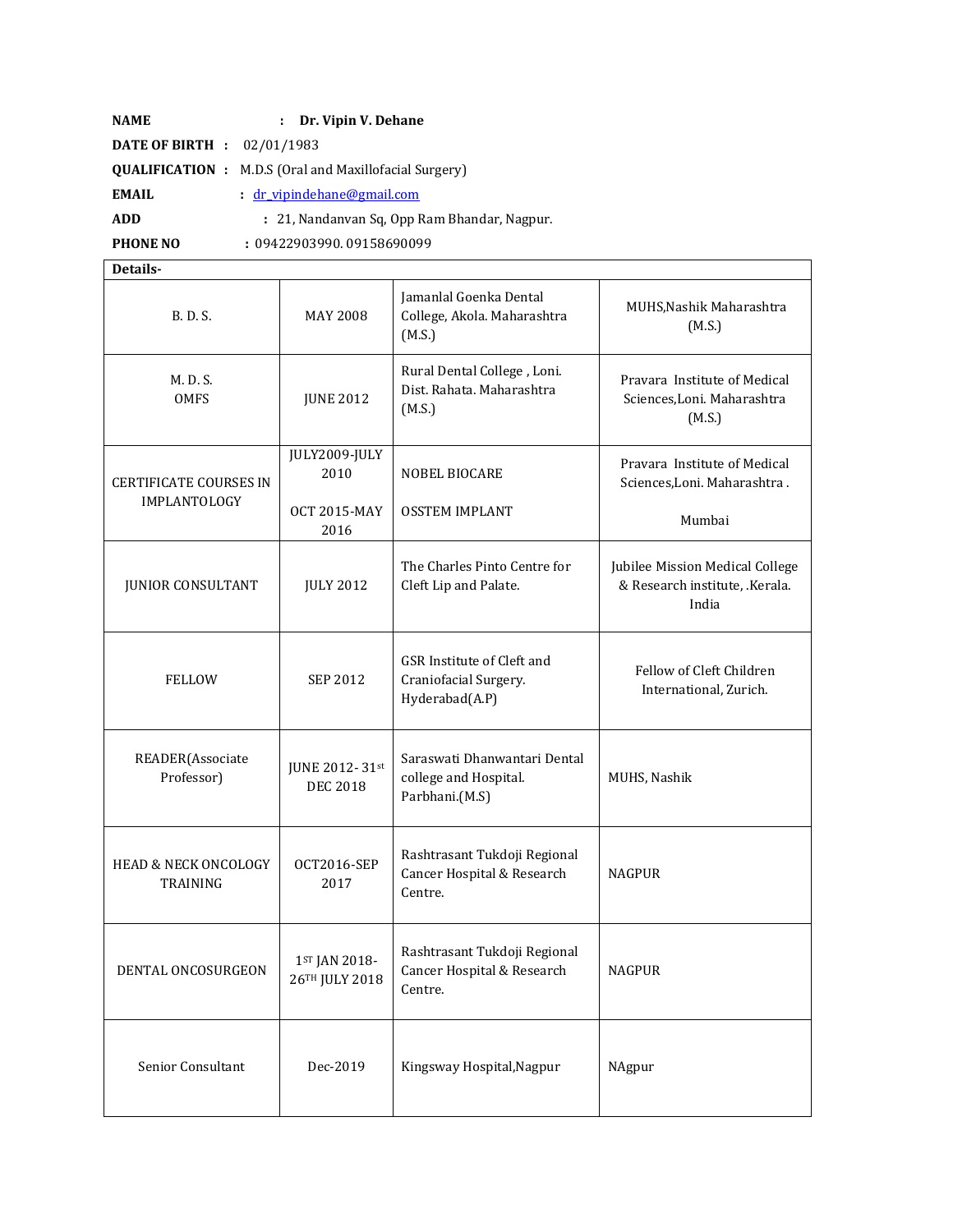**NAME** : **Dr. Vipin V. Dehane**

**DATE OF BIRTH :** 02/01/1983

**QUALIFICATION :** M.D.S (Oral and Maxillofacial Surgery)

**EMAIL** : dr_vipindehane@gmail.com

**ADD** : 21, Nandanvan Sq, Opp Ram Bhandar, Nagpur.

**PHONE NO** : 09422903990. 09158690099

| **Details-** | | | |
|---|---|---|---|
| B. D. S. | MAY 2008 | Jamanlal Goenka Dental College, Akola. Maharashtra (M.S.) | MUHS,Nashik Maharashtra (M.S.) |
| M. D. S. OMFS | JUNE 2012 | Rural Dental College , Loni. Dist. Rahata. Maharashtra (M.S.) | Pravara Institute of Medical Sciences,Loni. Maharashtra (M.S.) |
| CERTIFICATE COURSES IN IMPLANTOLOGY | JULY2009-JULY 2010<br>OCT 2015-MAY 2016 | NOBEL BIOCARE<br>OSSTEM IMPLANT | Pravara Institute of Medical Sciences,Loni. Maharashtra .<br>Mumbai |
| JUNIOR CONSULTANT | JULY 2012 | The Charles Pinto Centre for Cleft Lip and Palate. | Jubilee Mission Medical College & Research institute, .Kerala. India |
| FELLOW | SEP 2012 | GSR Institute of Cleft and Craniofacial Surgery. Hyderabad(A.P) | Fellow of Cleft Children International, Zurich. |
| READER(Associate Professor) | JUNE 2012- 31st DEC 2018 | Saraswati Dhanwantari Dental college and Hospital. Parbhani.(M.S) | MUHS, Nashik |
| HEAD & NECK ONCOLOGY TRAINING | OCT2016-SEP 2017 | Rashtrasant Tukdoji Regional Cancer Hospital & Research Centre. | NAGPUR |
| DENTAL ONCOSURGEON | 1ST JAN 2018- 26TH JULY 2018 | Rashtrasant Tukdoji Regional Cancer Hospital & Research Centre. | NAGPUR |
| Senior Consultant | Dec-2019 | Kingsway Hospital,Nagpur | NAgpur |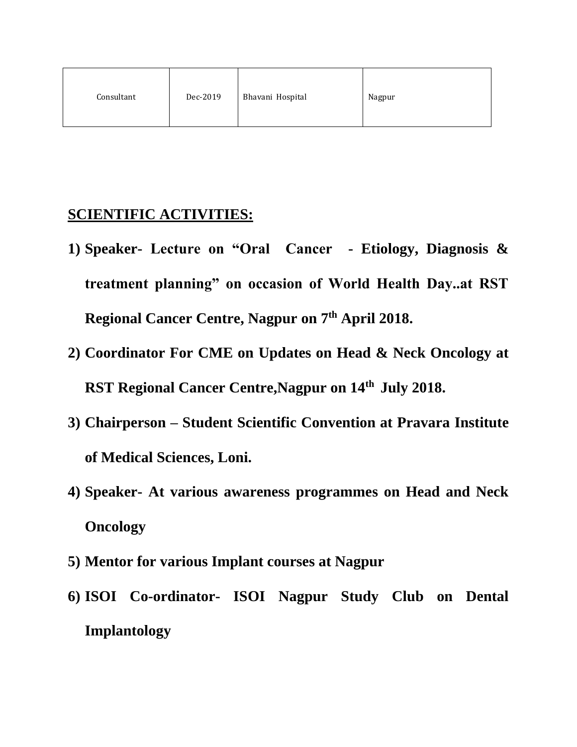| Consultant | Dec-2019 | Bhavani Hospital | Nagpur |
|---|---|---|---|

## SCIENTIFIC ACTIVITIES:

1) **Speaker- Lecture on "Oral Cancer - Etiology, Diagnosis & treatment planning" on occasion of World Health Day..at RST Regional Cancer Centre, Nagpur on 7th April 2018.**
2) **Coordinator For CME on Updates on Head & Neck Oncology at RST Regional Cancer Centre,Nagpur on 14th July 2018.**
3) **Chairperson – Student Scientific Convention at Pravara Institute of Medical Sciences, Loni.**
4) **Speaker- At various awareness programmes on Head and Neck Oncology**
5) **Mentor for various Implant courses at Nagpur**
6) **ISOI Co-ordinator- ISOI Nagpur Study Club on Dental Implantology**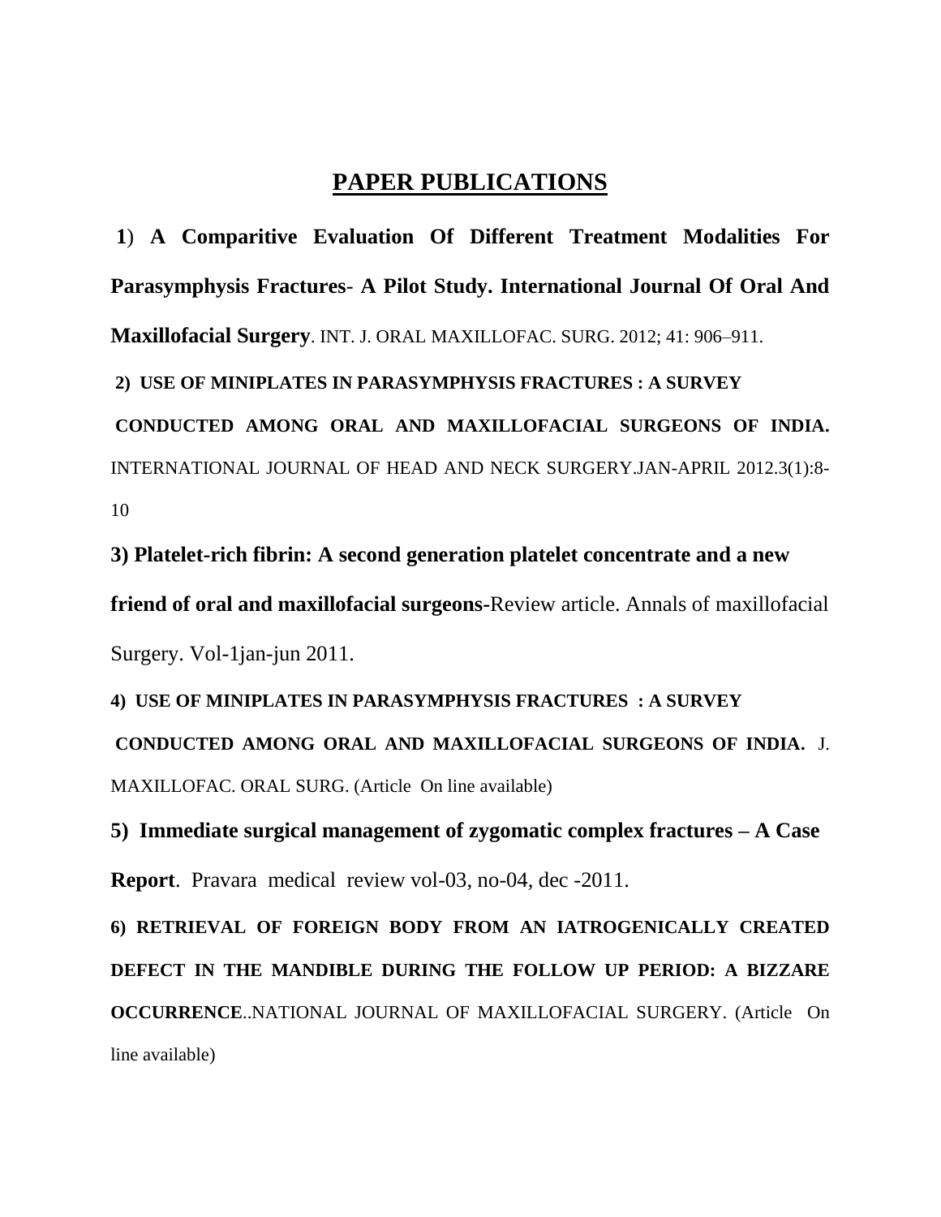# PAPER PUBLICATIONS

**1**) **A Comparitive Evaluation Of Different Treatment Modalities For Parasymphysis Fractures- A Pilot Study. International Journal Of Oral And Maxillofacial Surgery**. INT. J. ORAL MAXILLOFAC. SURG. 2012; 41: 906–911.

**2) USE OF MINIPLATES IN PARASYMPHYSIS FRACTURES : A SURVEY CONDUCTED AMONG ORAL AND MAXILLOFACIAL SURGEONS OF INDIA.** INTERNATIONAL JOURNAL OF HEAD AND NECK SURGERY.JAN-APRIL 2012.3(1):8-10

**3) Platelet-rich fibrin: A second generation platelet concentrate and a new friend of oral and maxillofacial surgeons**-Review article. Annals of maxillofacial Surgery. Vol-1jan-jun 2011.

**4) USE OF MINIPLATES IN PARASYMPHYSIS FRACTURES : A SURVEY CONDUCTED AMONG ORAL AND MAXILLOFACIAL SURGEONS OF INDIA.** J. MAXILLOFAC. ORAL SURG. (Article On line available)

**5) Immediate surgical management of zygomatic complex fractures – A Case Report**. Pravara medical review vol-03, no-04, dec -2011.

**6) RETRIEVAL OF FOREIGN BODY FROM AN IATROGENICALLY CREATED DEFECT IN THE MANDIBLE DURING THE FOLLOW UP PERIOD: A BIZZARE OCCURRENCE**..NATIONAL JOURNAL OF MAXILLOFACIAL SURGERY. (Article On line available)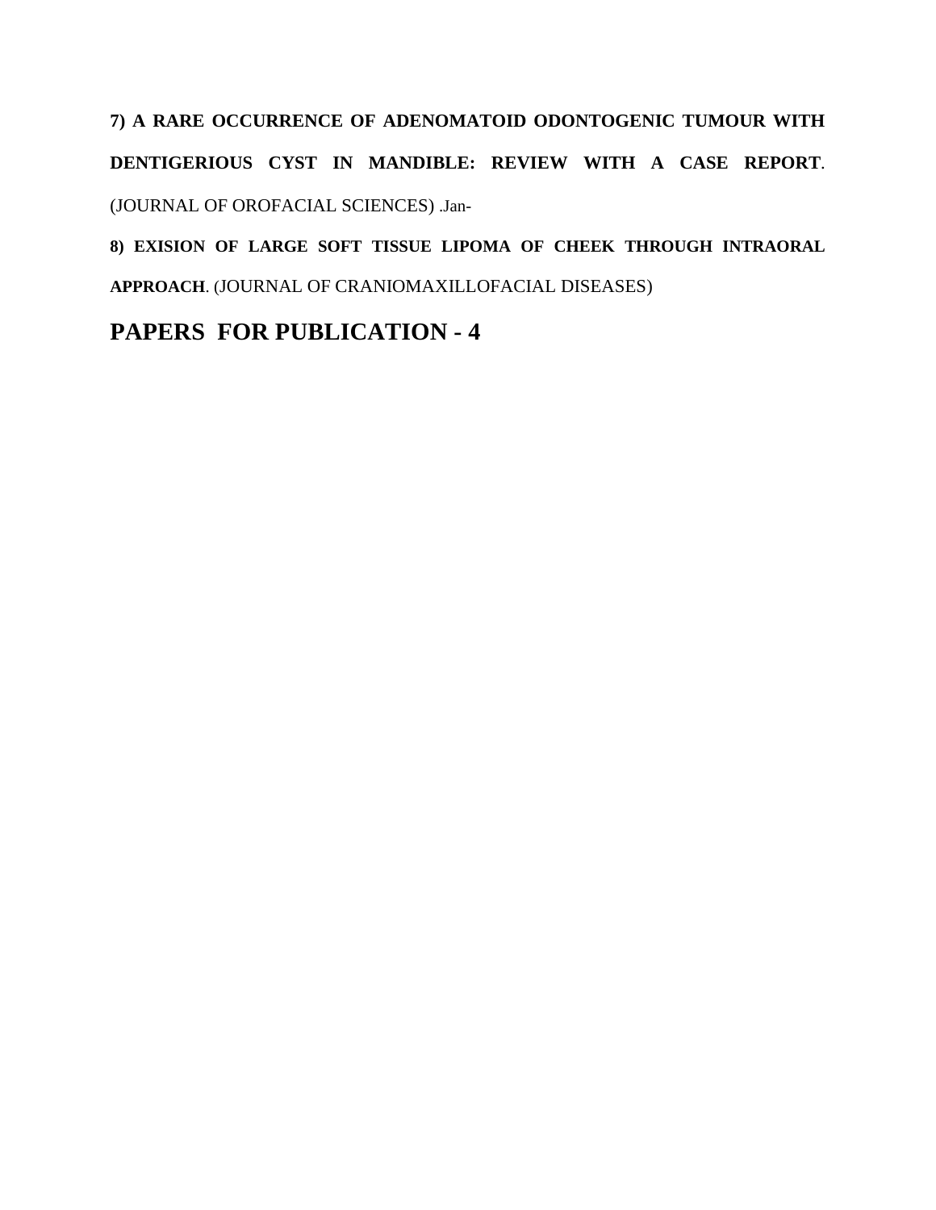7) **A RARE OCCURRENCE OF ADENOMATOID ODONTOGENIC TUMOUR WITH DENTIGERIOUS CYST IN MANDIBLE: REVIEW WITH A CASE REPORT**. (JOURNAL OF OROFACIAL SCIENCES) .Jan-

8) **EXISION OF LARGE SOFT TISSUE LIPOMA OF CHEEK THROUGH INTRAORAL APPROACH**. (JOURNAL OF CRANIOMAXILLOFACIAL DISEASES)

# PAPERS FOR PUBLICATION - 4